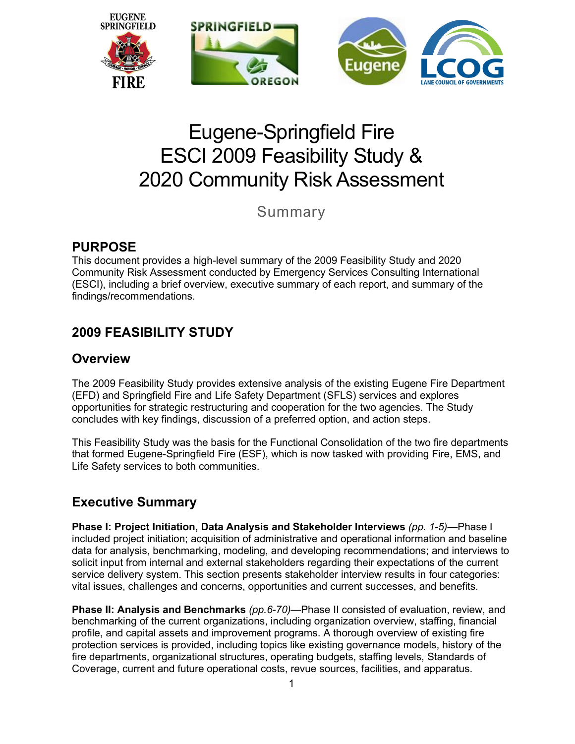# Eugene-Springfield Fire
# ESCI 2009 Feasibility Study &
# 2020 Community Risk Assessment

Summary

## PURPOSE

This document provides a high-level summary of the 2009 Feasibility Study and 2020 Community Risk Assessment conducted by Emergency Services Consulting International (ESCI), including a brief overview, executive summary of each report, and summary of the findings/recommendations.

## 2009 FEASIBILITY STUDY

### Overview

The 2009 Feasibility Study provides extensive analysis of the existing Eugene Fire Department (EFD) and Springfield Fire and Life Safety Department (SFLS) services and explores opportunities for strategic restructuring and cooperation for the two agencies. The Study concludes with key findings, discussion of a preferred option, and action steps.

This Feasibility Study was the basis for the Functional Consolidation of the two fire departments that formed Eugene-Springfield Fire (ESF), which is now tasked with providing Fire, EMS, and Life Safety services to both communities.

### Executive Summary

**Phase I: Project Initiation, Data Analysis and Stakeholder Interviews** *(pp. 1-5)*—Phase I included project initiation; acquisition of administrative and operational information and baseline data for analysis, benchmarking, modeling, and developing recommendations; and interviews to solicit input from internal and external stakeholders regarding their expectations of the current service delivery system. This section presents stakeholder interview results in four categories: vital issues, challenges and concerns, opportunities and current successes, and benefits.

**Phase II: Analysis and Benchmarks** *(pp.6-70)*—Phase II consisted of evaluation, review, and benchmarking of the current organizations, including organization overview, staffing, financial profile, and capital assets and improvement programs. A thorough overview of existing fire protection services is provided, including topics like existing governance models, history of the fire departments, organizational structures, operating budgets, staffing levels, Standards of Coverage, current and future operational costs, revue sources, facilities, and apparatus.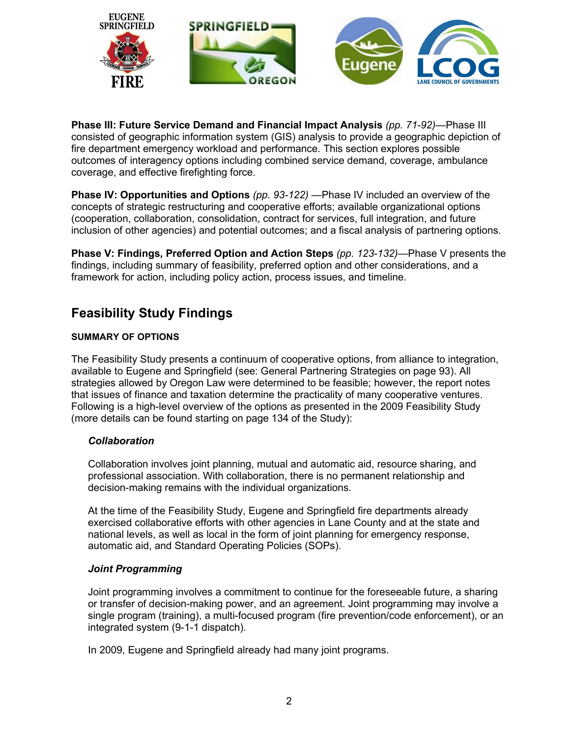**Phase III: Future Service Demand and Financial Impact Analysis** *(pp. 71-92)*—Phase III consisted of geographic information system (GIS) analysis to provide a geographic depiction of fire department emergency workload and performance. This section explores possible outcomes of interagency options including combined service demand, coverage, ambulance coverage, and effective firefighting force.

**Phase IV: Opportunities and Options** *(pp. 93-122)* —Phase IV included an overview of the concepts of strategic restructuring and cooperative efforts; available organizational options (cooperation, collaboration, consolidation, contract for services, full integration, and future inclusion of other agencies) and potential outcomes; and a fiscal analysis of partnering options.

**Phase V: Findings, Preferred Option and Action Steps** *(pp. 123-132)*—Phase V presents the findings, including summary of feasibility, preferred option and other considerations, and a framework for action, including policy action, process issues, and timeline.

## Feasibility Study Findings

**SUMMARY OF OPTIONS**

The Feasibility Study presents a continuum of cooperative options, from alliance to integration, available to Eugene and Springfield (see: General Partnering Strategies on page 93). All strategies allowed by Oregon Law were determined to be feasible; however, the report notes that issues of finance and taxation determine the practicality of many cooperative ventures. Following is a high-level overview of the options as presented in the 2009 Feasibility Study (more details can be found starting on page 134 of the Study):

***Collaboration***

Collaboration involves joint planning, mutual and automatic aid, resource sharing, and professional association. With collaboration, there is no permanent relationship and decision-making remains with the individual organizations.

At the time of the Feasibility Study, Eugene and Springfield fire departments already exercised collaborative efforts with other agencies in Lane County and at the state and national levels, as well as local in the form of joint planning for emergency response, automatic aid, and Standard Operating Policies (SOPs).

***Joint Programming***

Joint programming involves a commitment to continue for the foreseeable future, a sharing or transfer of decision-making power, and an agreement. Joint programming may involve a single program (training), a multi-focused program (fire prevention/code enforcement), or an integrated system (9-1-1 dispatch).

In 2009, Eugene and Springfield already had many joint programs.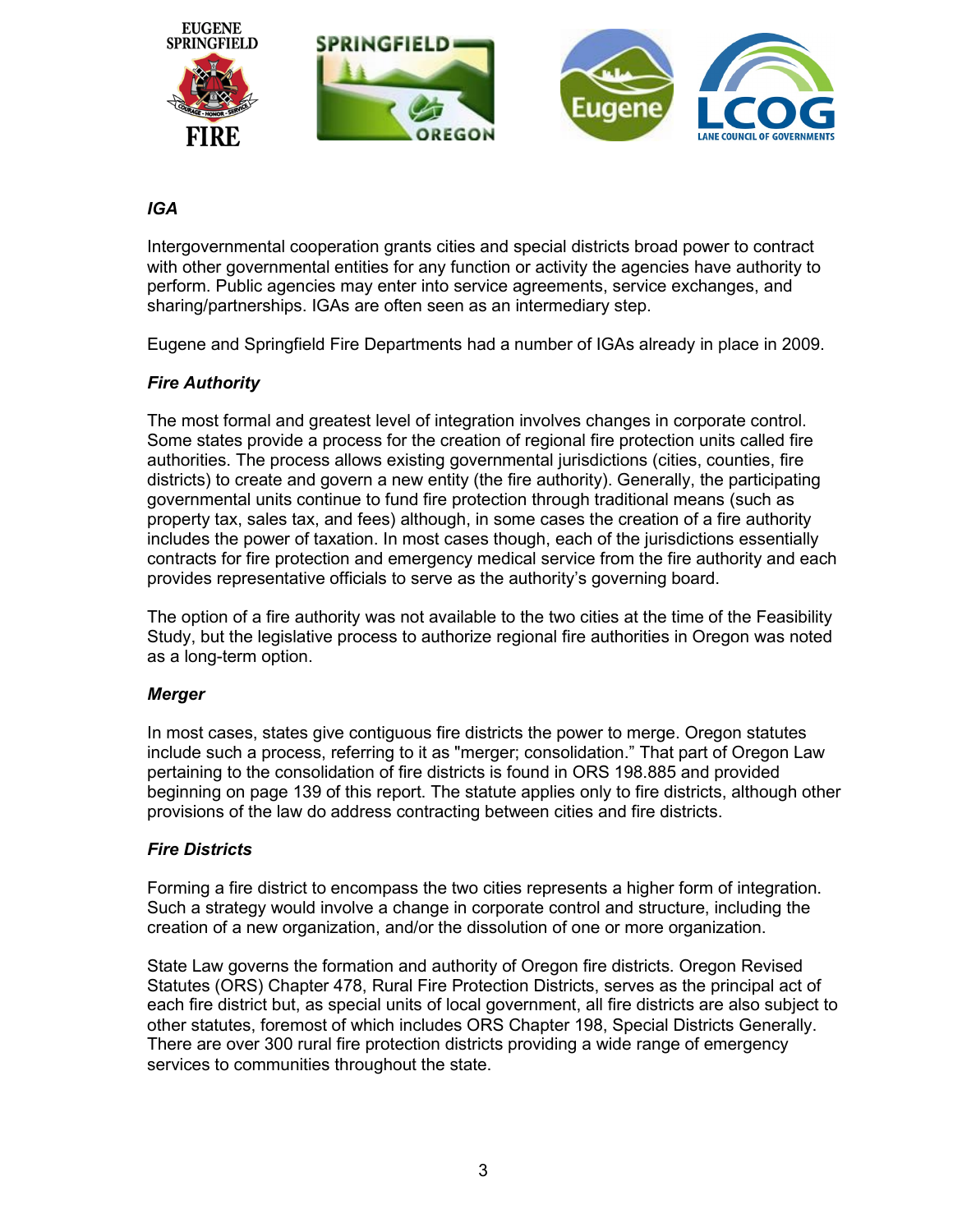***IGA***

Intergovernmental cooperation grants cities and special districts broad power to contract with other governmental entities for any function or activity the agencies have authority to perform. Public agencies may enter into service agreements, service exchanges, and sharing/partnerships. IGAs are often seen as an intermediary step.

Eugene and Springfield Fire Departments had a number of IGAs already in place in 2009.

***Fire Authority***

The most formal and greatest level of integration involves changes in corporate control. Some states provide a process for the creation of regional fire protection units called fire authorities. The process allows existing governmental jurisdictions (cities, counties, fire districts) to create and govern a new entity (the fire authority). Generally, the participating governmental units continue to fund fire protection through traditional means (such as property tax, sales tax, and fees) although, in some cases the creation of a fire authority includes the power of taxation. In most cases though, each of the jurisdictions essentially contracts for fire protection and emergency medical service from the fire authority and each provides representative officials to serve as the authority's governing board.

The option of a fire authority was not available to the two cities at the time of the Feasibility Study, but the legislative process to authorize regional fire authorities in Oregon was noted as a long-term option.

***Merger***

In most cases, states give contiguous fire districts the power to merge. Oregon statutes include such a process, referring to it as "merger; consolidation." That part of Oregon Law pertaining to the consolidation of fire districts is found in ORS 198.885 and provided beginning on page 139 of this report. The statute applies only to fire districts, although other provisions of the law do address contracting between cities and fire districts.

***Fire Districts***

Forming a fire district to encompass the two cities represents a higher form of integration. Such a strategy would involve a change in corporate control and structure, including the creation of a new organization, and/or the dissolution of one or more organization.

State Law governs the formation and authority of Oregon fire districts. Oregon Revised Statutes (ORS) Chapter 478, Rural Fire Protection Districts, serves as the principal act of each fire district but, as special units of local government, all fire districts are also subject to other statutes, foremost of which includes ORS Chapter 198, Special Districts Generally. There are over 300 rural fire protection districts providing a wide range of emergency services to communities throughout the state.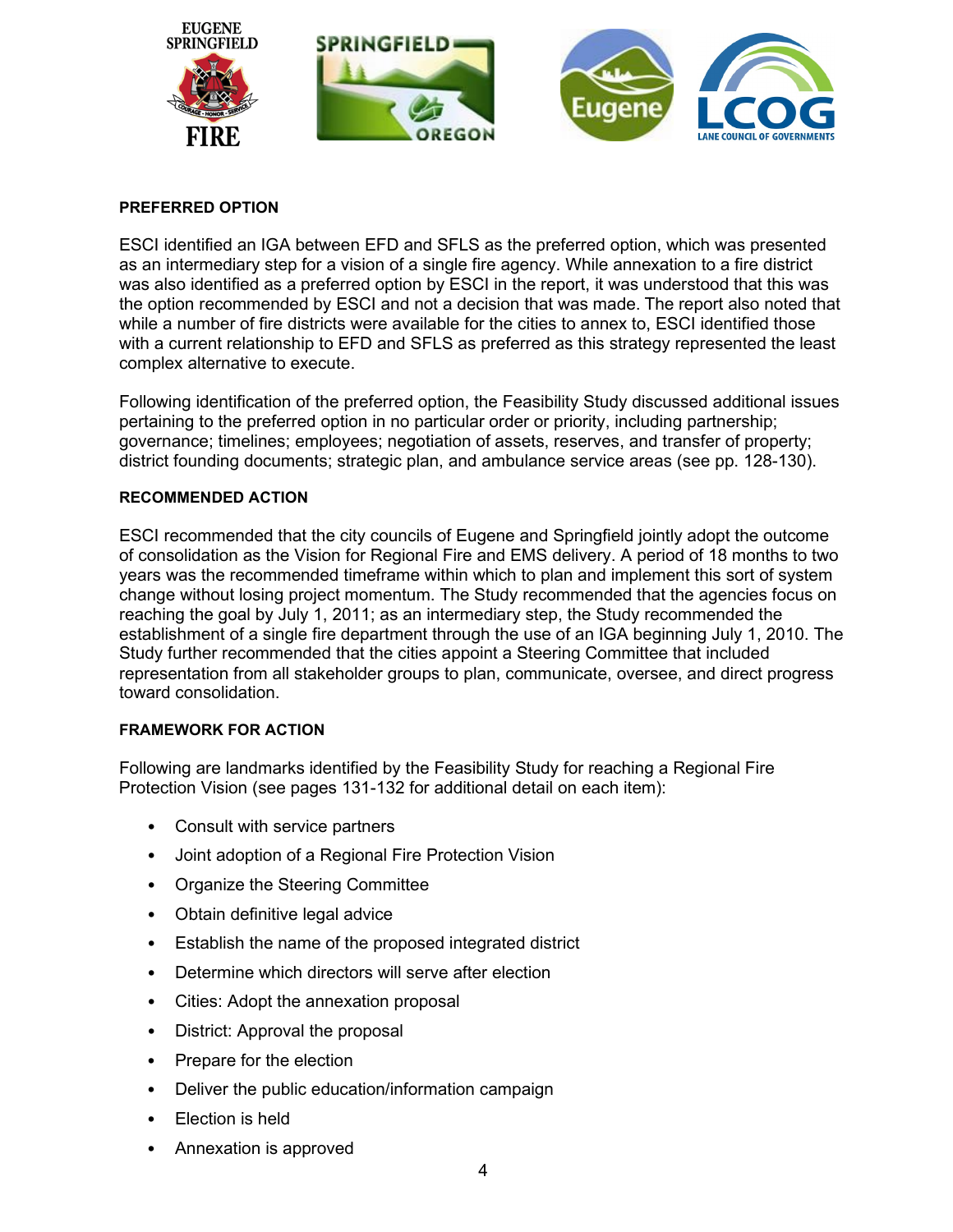## PREFERRED OPTION

ESCI identified an IGA between EFD and SFLS as the preferred option, which was presented as an intermediary step for a vision of a single fire agency. While annexation to a fire district was also identified as a preferred option by ESCI in the report, it was understood that this was the option recommended by ESCI and not a decision that was made. The report also noted that while a number of fire districts were available for the cities to annex to, ESCI identified those with a current relationship to EFD and SFLS as preferred as this strategy represented the least complex alternative to execute.

Following identification of the preferred option, the Feasibility Study discussed additional issues pertaining to the preferred option in no particular order or priority, including partnership; governance; timelines; employees; negotiation of assets, reserves, and transfer of property; district founding documents; strategic plan, and ambulance service areas (see pp. 128-130).

## RECOMMENDED ACTION

ESCI recommended that the city councils of Eugene and Springfield jointly adopt the outcome of consolidation as the Vision for Regional Fire and EMS delivery. A period of 18 months to two years was the recommended timeframe within which to plan and implement this sort of system change without losing project momentum. The Study recommended that the agencies focus on reaching the goal by July 1, 2011; as an intermediary step, the Study recommended the establishment of a single fire department through the use of an IGA beginning July 1, 2010. The Study further recommended that the cities appoint a Steering Committee that included representation from all stakeholder groups to plan, communicate, oversee, and direct progress toward consolidation.

## FRAMEWORK FOR ACTION

Following are landmarks identified by the Feasibility Study for reaching a Regional Fire Protection Vision (see pages 131-132 for additional detail on each item):

- Consult with service partners
- Joint adoption of a Regional Fire Protection Vision
- Organize the Steering Committee
- Obtain definitive legal advice
- Establish the name of the proposed integrated district
- Determine which directors will serve after election
- Cities: Adopt the annexation proposal
- District: Approval the proposal
- Prepare for the election
- Deliver the public education/information campaign
- Election is held
- Annexation is approved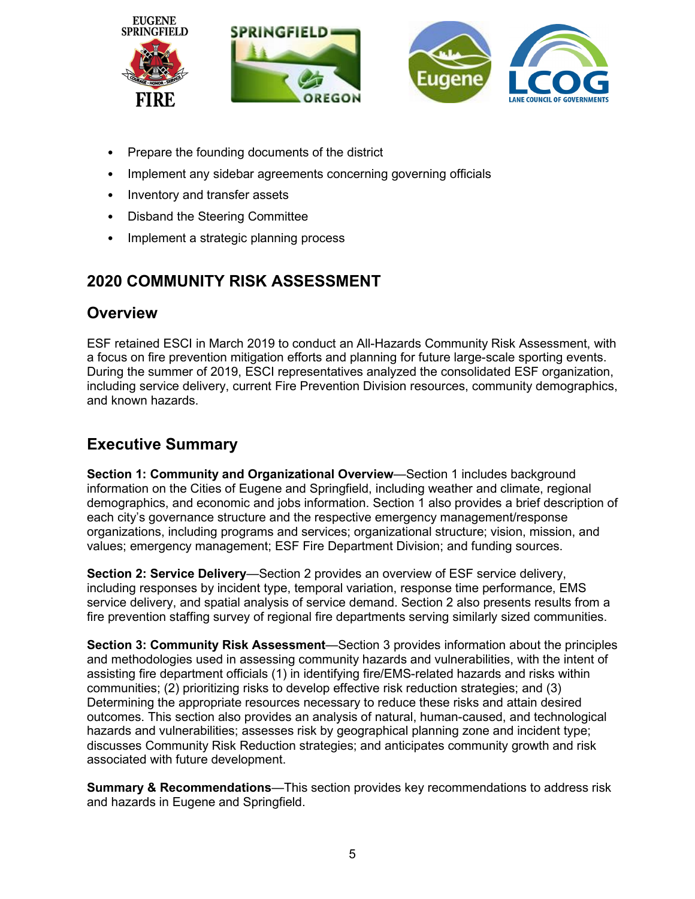- Prepare the founding documents of the district
- Implement any sidebar agreements concerning governing officials
- Inventory and transfer assets
- Disband the Steering Committee
- Implement a strategic planning process

## 2020 COMMUNITY RISK ASSESSMENT

### Overview

ESF retained ESCI in March 2019 to conduct an All-Hazards Community Risk Assessment, with a focus on fire prevention mitigation efforts and planning for future large-scale sporting events. During the summer of 2019, ESCI representatives analyzed the consolidated ESF organization, including service delivery, current Fire Prevention Division resources, community demographics, and known hazards.

### Executive Summary

**Section 1: Community and Organizational Overview**—Section 1 includes background information on the Cities of Eugene and Springfield, including weather and climate, regional demographics, and economic and jobs information. Section 1 also provides a brief description of each city's governance structure and the respective emergency management/response organizations, including programs and services; organizational structure; vision, mission, and values; emergency management; ESF Fire Department Division; and funding sources.

**Section 2: Service Delivery**—Section 2 provides an overview of ESF service delivery, including responses by incident type, temporal variation, response time performance, EMS service delivery, and spatial analysis of service demand. Section 2 also presents results from a fire prevention staffing survey of regional fire departments serving similarly sized communities.

**Section 3: Community Risk Assessment**—Section 3 provides information about the principles and methodologies used in assessing community hazards and vulnerabilities, with the intent of assisting fire department officials (1) in identifying fire/EMS-related hazards and risks within communities; (2) prioritizing risks to develop effective risk reduction strategies; and (3) Determining the appropriate resources necessary to reduce these risks and attain desired outcomes. This section also provides an analysis of natural, human-caused, and technological hazards and vulnerabilities; assesses risk by geographical planning zone and incident type; discusses Community Risk Reduction strategies; and anticipates community growth and risk associated with future development.

**Summary & Recommendations**—This section provides key recommendations to address risk and hazards in Eugene and Springfield.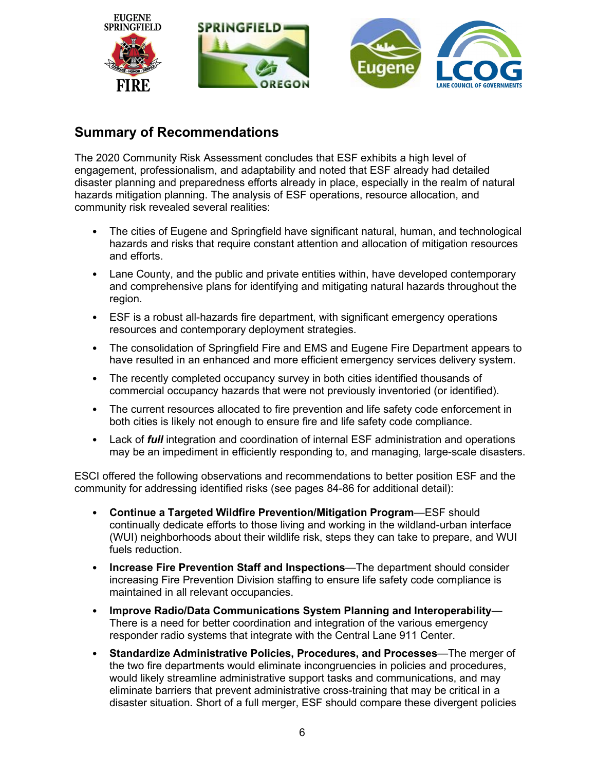## Summary of Recommendations

The 2020 Community Risk Assessment concludes that ESF exhibits a high level of engagement, professionalism, and adaptability and noted that ESF already had detailed disaster planning and preparedness efforts already in place, especially in the realm of natural hazards mitigation planning. The analysis of ESF operations, resource allocation, and community risk revealed several realities:

- The cities of Eugene and Springfield have significant natural, human, and technological hazards and risks that require constant attention and allocation of mitigation resources and efforts.
- Lane County, and the public and private entities within, have developed contemporary and comprehensive plans for identifying and mitigating natural hazards throughout the region.
- ESF is a robust all-hazards fire department, with significant emergency operations resources and contemporary deployment strategies.
- The consolidation of Springfield Fire and EMS and Eugene Fire Department appears to have resulted in an enhanced and more efficient emergency services delivery system.
- The recently completed occupancy survey in both cities identified thousands of commercial occupancy hazards that were not previously inventoried (or identified).
- The current resources allocated to fire prevention and life safety code enforcement in both cities is likely not enough to ensure fire and life safety code compliance.
- Lack of ***full*** integration and coordination of internal ESF administration and operations may be an impediment in efficiently responding to, and managing, large-scale disasters.

ESCI offered the following observations and recommendations to better position ESF and the community for addressing identified risks (see pages 84-86 for additional detail):

- **Continue a Targeted Wildfire Prevention/Mitigation Program**—ESF should continually dedicate efforts to those living and working in the wildland-urban interface (WUI) neighborhoods about their wildlife risk, steps they can take to prepare, and WUI fuels reduction.
- **Increase Fire Prevention Staff and Inspections**—The department should consider increasing Fire Prevention Division staffing to ensure life safety code compliance is maintained in all relevant occupancies.
- **Improve Radio/Data Communications System Planning and Interoperability**—There is a need for better coordination and integration of the various emergency responder radio systems that integrate with the Central Lane 911 Center.
- **Standardize Administrative Policies, Procedures, and Processes**—The merger of the two fire departments would eliminate incongruencies in policies and procedures, would likely streamline administrative support tasks and communications, and may eliminate barriers that prevent administrative cross-training that may be critical in a disaster situation. Short of a full merger, ESF should compare these divergent policies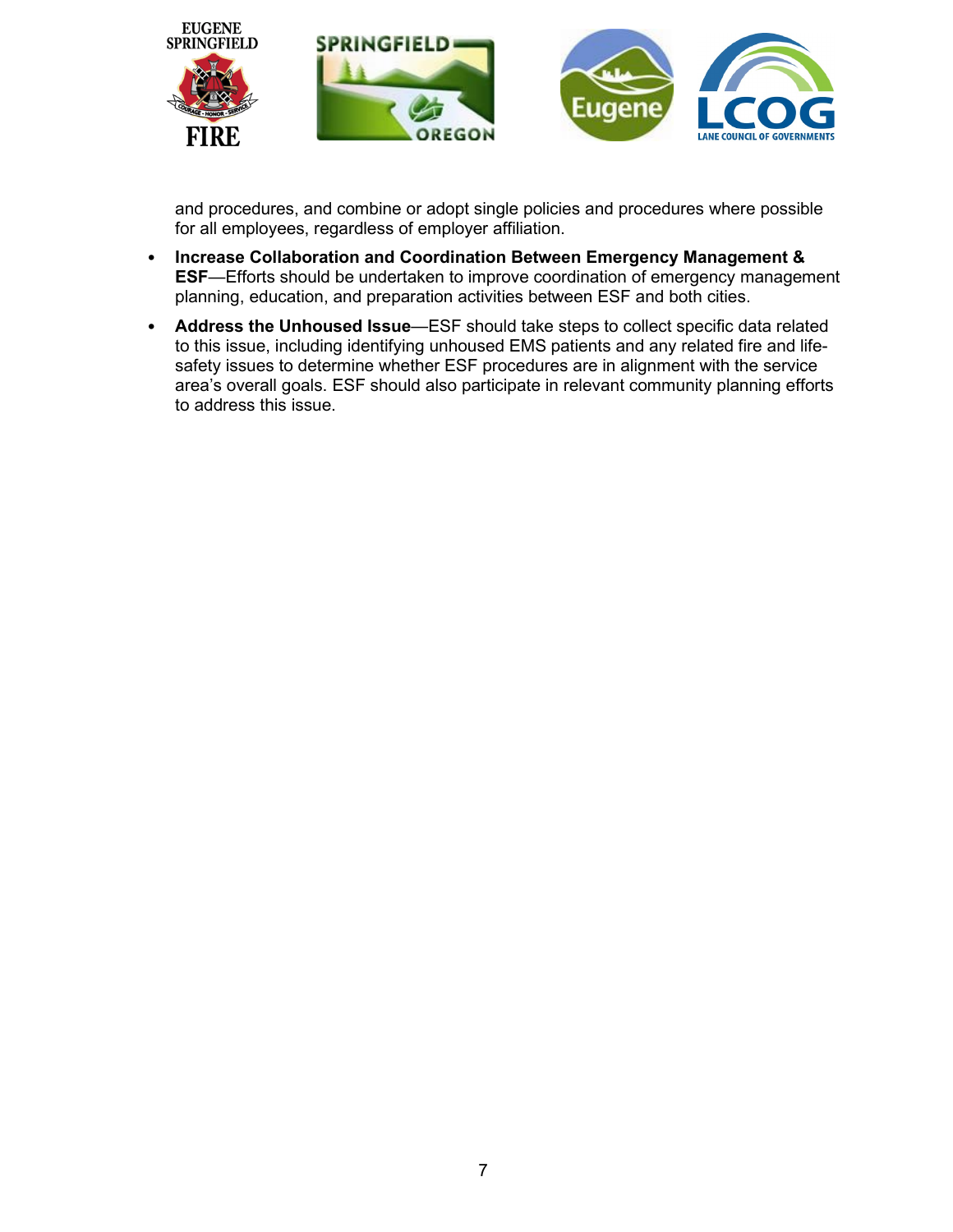and procedures, and combine or adopt single policies and procedures where possible for all employees, regardless of employer affiliation.

- **Increase Collaboration and Coordination Between Emergency Management & ESF**—Efforts should be undertaken to improve coordination of emergency management planning, education, and preparation activities between ESF and both cities.
- **Address the Unhoused Issue**—ESF should take steps to collect specific data related to this issue, including identifying unhoused EMS patients and any related fire and life-safety issues to determine whether ESF procedures are in alignment with the service area's overall goals. ESF should also participate in relevant community planning efforts to address this issue.